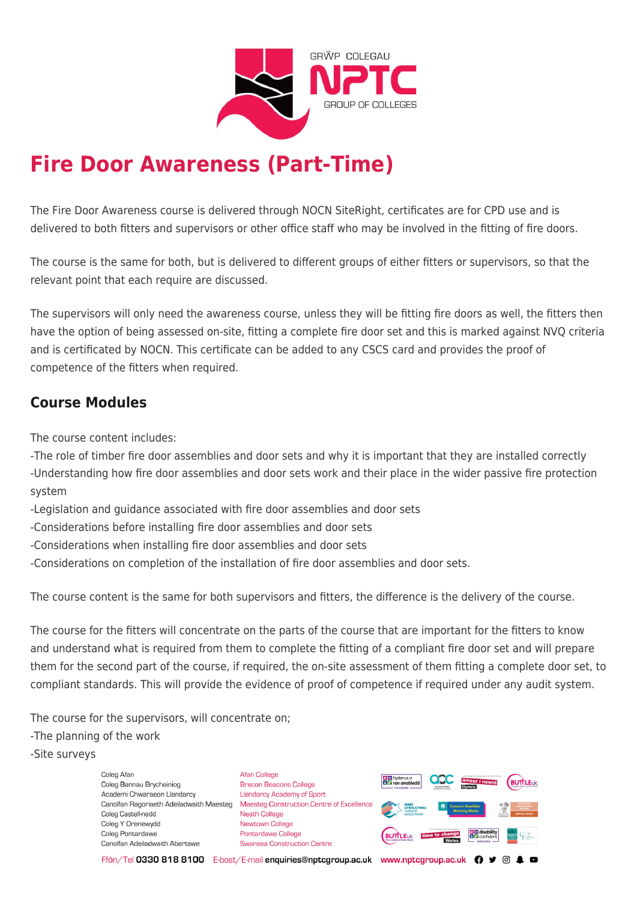# Fire Door Awareness (Part-Time)

The Fire Door Awareness course is delivered through NOCN SiteRight, certificates are for CPD use and is delivered to both fitters and supervisors or other office staff who may be involved in the fitting of fire doors.

The course is the same for both, but is delivered to different groups of either fitters or supervisors, so that the relevant point that each require are discussed.

The supervisors will only need the awareness course, unless they will be fitting fire doors as well, the fitters then have the option of being assessed on-site, fitting a complete fire door set and this is marked against NVQ criteria and is certificated by NOCN. This certificate can be added to any CSCS card and provides the proof of competence of the fitters when required.

## Course Modules

The course content includes:
-The role of timber fire door assemblies and door sets and why it is important that they are installed correctly
-Understanding how fire door assemblies and door sets work and their place in the wider passive fire protection system
-Legislation and guidance associated with fire door assemblies and door sets
-Considerations before installing fire door assemblies and door sets
-Considerations when installing fire door assemblies and door sets
-Considerations on completion of the installation of fire door assemblies and door sets.

The course content is the same for both supervisors and fitters, the difference is the delivery of the course.

The course for the fitters will concentrate on the parts of the course that are important for the fitters to know and understand what is required from them to complete the fitting of a compliant fire door set and will prepare them for the second part of the course, if required, the on-site assessment of them fitting a complete door set, to compliant standards. This will provide the evidence of proof of competence if required under any audit system.

The course for the supervisors, will concentrate on;
-The planning of the work
-Site surveys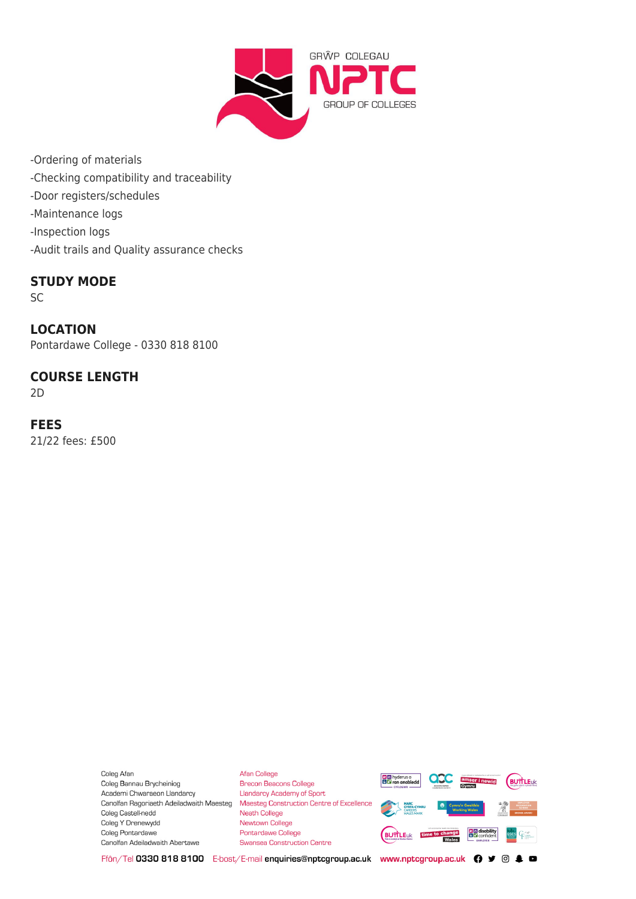-Ordering of materials
-Checking compatibility and traceability
-Door registers/schedules
-Maintenance logs
-Inspection logs
-Audit trails and Quality assurance checks

## STUDY MODE

SC

## LOCATION

Pontardawe College - 0330 818 8100

## COURSE LENGTH

2D

## FEES

21/22 fees: £500